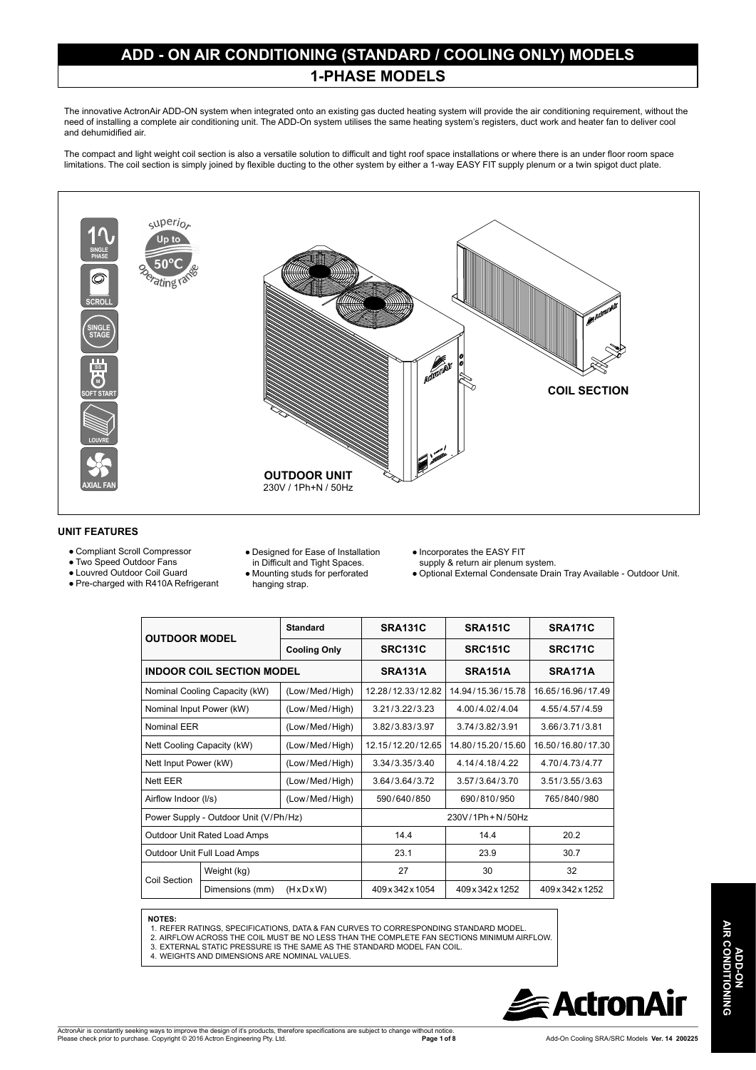# ADD - ON AIR CONDITIONING (STANDARD / COOLING ONLY) MODELS

## 1-PHASE MODELS

The innovative ActronAir ADD-ON system when integrated onto an existing gas ducted heating system will provide the air conditioning requirement, without the need of installing a complete air conditioning unit. The ADD-On system utilises the same heating system's registers, duct work and heater fan to deliver cool and dehumidified air.

The compact and light weight coil section is also a versatile solution to difficult and tight roof space installations or where there is an under floor room space limitations. The coil section is simply joined by flexible ducting to the other system by either a 1-way EASY FIT supply plenum or a twin spigot duct plate.

SINGLE PHASE | SCROLL | SINGLE STAGE | SOFT START | LOUVRE | AXIAL FAN

superior Up to 50°C operating range

COIL SECTION

**OUTDOOR UNIT**
230V / 1Ph+N / 50Hz

### UNIT FEATURES

- Compliant Scroll Compressor
- Two Speed Outdoor Fans
- Louvred Outdoor Coil Guard
- Pre-charged with R410A Refrigerant
- Designed for Ease of Installation in Difficult and Tight Spaces.
- Mounting studs for perforated hanging strap.
- Incorporates the EASY FIT supply & return air plenum system.
- Optional External Condensate Drain Tray Available - Outdoor Unit.

| OUTDOOR MODEL | | Standard | SRA131C | SRA151C | SRA171C |
|---|---|---|---|---|---|
| | | Cooling Only | SRC131C | SRC151C | SRC171C |
| **INDOOR COIL SECTION MODEL** | | | **SRA131A** | **SRA151A** | **SRA171A** |
| Nominal Cooling Capacity (kW) | | (Low/Med/High) | 12.28/12.33/12.82 | 14.94/15.36/15.78 | 16.65/16.96/17.49 |
| Nominal Input Power (kW) | | (Low/Med/High) | 3.21/3.22/3.23 | 4.00/4.02/4.04 | 4.55/4.57/4.59 |
| Nominal EER | | (Low/Med/High) | 3.82/3.83/3.97 | 3.74/3.82/3.91 | 3.66/3.71/3.81 |
| Nett Cooling Capacity (kW) | | (Low/Med/High) | 12.15/12.20/12.65 | 14.80/15.20/15.60 | 16.50/16.80/17.30 |
| Nett Input Power (kW) | | (Low/Med/High) | 3.34/3.35/3.40 | 4.14/4.18/4.22 | 4.70/4.73/4.77 |
| Nett EER | | (Low/Med/High) | 3.64/3.64/3.72 | 3.57/3.64/3.70 | 3.51/3.55/3.63 |
| Airflow Indoor (l/s) | | (Low/Med/High) | 590/640/850 | 690/810/950 | 765/840/980 |
| Power Supply - Outdoor Unit (V/Ph/Hz) | | | 230V/1Ph+N/50Hz | | |
| Outdoor Unit Rated Load Amps | | | 14.4 | 14.4 | 20.2 |
| Outdoor Unit Full Load Amps | | | 23.1 | 23.9 | 30.7 |
| Coil Section | Weight (kg) | | 27 | 30 | 32 |
| | Dimensions (mm) | (HxDxW) | 409x342x1054 | 409x342x1252 | 409x342x1252 |

**NOTES:**
1. REFER RATINGS, SPECIFICATIONS, DATA & FAN CURVES TO CORRESPONDING STANDARD MODEL.
2. AIRFLOW ACROSS THE COIL MUST BE NO LESS THAN THE COMPLETE FAN SECTIONS MINIMUM AIRFLOW.
3. EXTERNAL STATIC PRESSURE IS THE SAME AS THE STANDARD MODEL FAN COIL.
4. WEIGHTS AND DIMENSIONS ARE NOMINAL VALUES.

ActronAir is constantly seeking ways to improve the design of it's products, therefore specifications are subject to change without notice.
Please check prior to purchase. Copyright © 2016 Actron Engineering Pty. Ltd.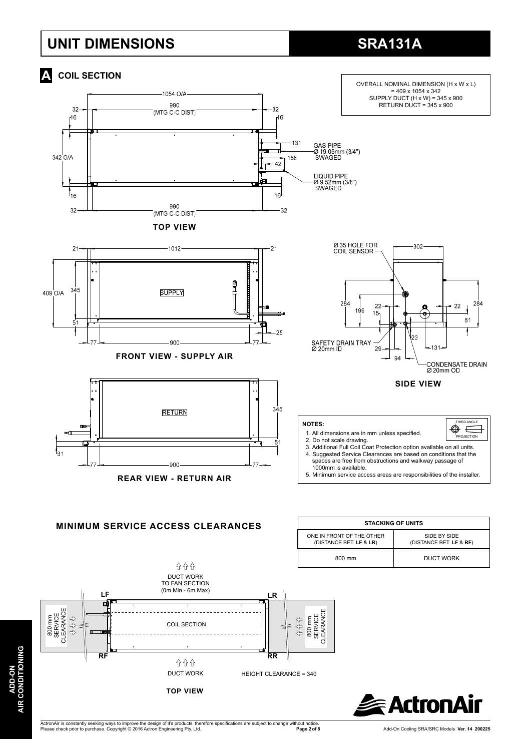# UNIT DIMENSIONS — SRA131A

## A COIL SECTION

OVERALL NOMINAL DIMENSION (H x W x L)
= 409 x 1054 x 342
SUPPLY DUCT (H x W) = 345 x 900
RETURN DUCT = 345 x 900

1054 O/A
990 (MTG C-C DIST)
32 32
16 16
342 O/A
131
156
42
GAS PIPE Ø 19.05mm (3/4") SWAGED
LIQUID PIPE Ø 9.52mm (3/8") SWAGED

**TOP VIEW**

21 1012 21
409 O/A 345
SUPPLY
51
25
77 900 77

**FRONT VIEW - SUPPLY AIR**

Ø 35 HOLE FOR COIL SENSOR
302
284 199 22 15 22 284 81
23
SAFETY DRAIN TRAY Ø 20mm ID
29 94 131
CONDENSATE DRAIN Ø 20mm OD

**SIDE VIEW**

RETURN
345
51
31
77 900 77

**REAR VIEW - RETURN AIR**

**NOTES:**

THIRD ANGLE PROJECTION

1. All dimensions are in mm unless specified.
2. Do not scale drawing.
3. Additional Full Coil Coat Protection option available on all units.
4. Suggested Service Clearances are based on conditions that the spaces are free from obstructions and walkway passage of 1000mm is available.
5. Minimum service access areas are responsibilities of the installer.

## MINIMUM SERVICE ACCESS CLEARANCES

| STACKING OF UNITS | |
|---|---|
| ONE IN FRONT OF THE OTHER (DISTANCE BET. **LF** & **LR**) | SIDE BY SIDE (DISTANCE BET. **LF** & **RF**) |
| 800 mm | DUCT WORK |

DUCT WORK TO FAN SECTION (0m Min - 6m Max)
LF LR
800 mm SERVICE CLEARANCE
COIL SECTION
800 mm SERVICE CLEARANCE
RF RR
DUCT WORK
HEIGHT CLEARANCE = 340

**TOP VIEW**

ActronAir

ActronAir is constantly seeking ways to improve the design of it's products, therefore specifications are subject to change without notice.
Please check prior to purchase. Copyright © 2016 Actron Engineering Pty. Ltd.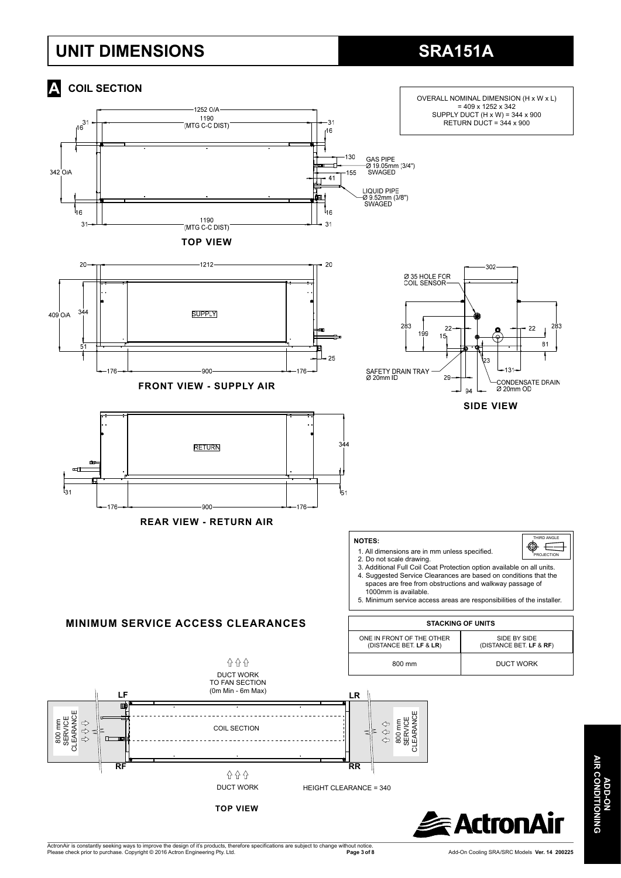# UNIT DIMENSIONS

# SRA151A

## A COIL SECTION

OVERALL NOMINAL DIMENSION (H x W x L) = 409 x 1252 x 342
SUPPLY DUCT (H x W) = 344 x 900
RETURN DUCT = 344 x 900

GAS PIPE
Ø 19.05mm (3/4")
SWAGED

LIQUID PIPE
Ø 9.52mm (3/8")
SWAGED

**TOP VIEW**

**FRONT VIEW - SUPPLY AIR**

Ø 35 HOLE FOR COIL SENSOR

SAFETY DRAIN TRAY
Ø 20mm ID

CONDENSATE DRAIN
Ø 20mm OD

**SIDE VIEW**

**REAR VIEW - RETURN AIR**

**NOTES:**

1. All dimensions are in mm unless specified.
2. Do not scale drawing.
3. Additional Full Coil Coat Protection option available on all units.
4. Suggested Service Clearances are based on conditions that the spaces are free from obstructions and walkway passage of 1000mm is available.
5. Minimum service access areas are responsibilities of the installer.

THIRD ANGLE PROJECTION

## MINIMUM SERVICE ACCESS CLEARANCES

| STACKING OF UNITS | |
|---|---|
| ONE IN FRONT OF THE OTHER (DISTANCE BET. **LF** & **LR**) | SIDE BY SIDE (DISTANCE BET. **LF** & **RF**) |
| 800 mm | DUCT WORK |

DUCT WORK TO FAN SECTION (0m Min - 6m Max)

800 mm SERVICE CLEARANCE

COIL SECTION

DUCT WORK

HEIGHT CLEARANCE = 340

**TOP VIEW**

ActronAir is constantly seeking ways to improve the design of it's products, therefore specifications are subject to change without notice.
Please check prior to purchase. Copyright © 2016 Actron Engineering Pty. Ltd.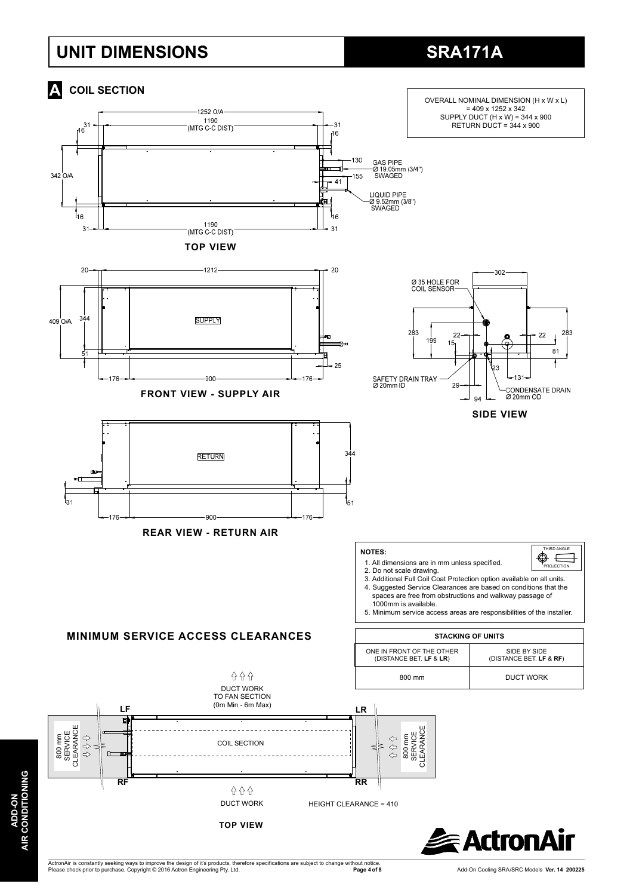# UNIT DIMENSIONS

# SRA171A

## A COIL SECTION

OVERALL NOMINAL DIMENSION (H x W x L)
= 409 x 1252 x 342
SUPPLY DUCT (H x W) = 344 x 900
RETURN DUCT = 344 x 900

1252 O/A
1190
(MTG C-C DIST)
31
16
31
16
130
GAS PIPE
Ø 19.05mm (3/4")
SWAGED
155
342 O/A
41
LIQUID PIPE
Ø 9.52mm (3/8")
SWAGED
16
16
31
1190
(MTG C-C DIST)
31

**TOP VIEW**

20
1212
20
409 O/A
344
SUPPLY
51
25
176
900
176

**FRONT VIEW - SUPPLY AIR**

302
Ø 35 HOLE FOR
COIL SENSOR
283
199
22
15
22
283
81
23
131
SAFETY DRAIN TRAY
Ø 20mm ID
29
94
CONDENSATE DRAIN
Ø 20mm OD

**SIDE VIEW**

RETURN
344
31
51
176
900
176

**REAR VIEW - RETURN AIR**

**NOTES:**

THIRD ANGLE PROJECTION

1. All dimensions are in mm unless specified.
2. Do not scale drawing.
3. Additional Full Coil Coat Protection option available on all units.
4. Suggested Service Clearances are based on conditions that the spaces are free from obstructions and walkway passage of 1000mm is available.
5. Minimum service access areas are responsibilities of the installer.

## MINIMUM SERVICE ACCESS CLEARANCES

| STACKING OF UNITS | |
|---|---|
| ONE IN FRONT OF THE OTHER (DISTANCE BET. LF & LR) | SIDE BY SIDE (DISTANCE BET. LF & RF) |
| 800 mm | DUCT WORK |

DUCT WORK
TO FAN SECTION
(0m Min - 6m Max)
LF
LR
800 mm SERVICE CLEARANCE
COIL SECTION
800 mm SERVICE CLEARANCE
RF
RR
DUCT WORK
HEIGHT CLEARANCE = 410

**TOP VIEW**

ActronAir is constantly seeking ways to improve the design of it's products, therefore specifications are subject to change without notice.
Please check prior to purchase. Copyright © 2016 Actron Engineering Pty. Ltd.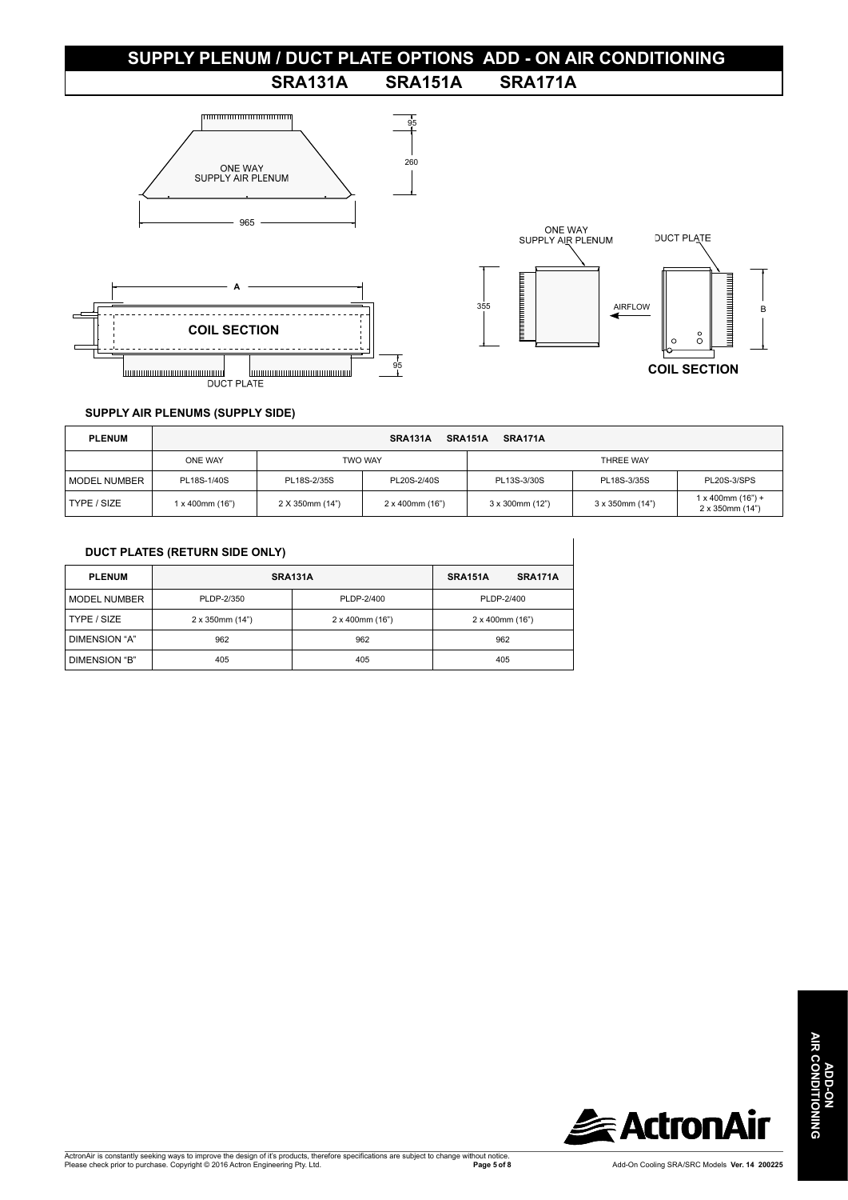# SUPPLY PLENUM / DUCT PLATE OPTIONS ADD - ON AIR CONDITIONING

## SRA131A SRA151A SRA171A

ONE WAY SUPPLY AIR PLENUM

95

260

965

ONE WAY SUPPLY AIR PLENUM

DUCT PLATE

A

COIL SECTION

DUCT PLATE

95

355

AIRFLOW

B

COIL SECTION

### SUPPLY AIR PLENUMS (SUPPLY SIDE)

| PLENUM | SRA131A SRA151A SRA171A | | | | | |
|---|---|---|---|---|---|---|
| | ONE WAY | TWO WAY | | THREE WAY | | |
| MODEL NUMBER | PL18S-1/40S | PL18S-2/35S | PL20S-2/40S | PL13S-3/30S | PL18S-3/35S | PL20S-3/SPS |
| TYPE / SIZE | 1 x 400mm (16") | 2 X 350mm (14") | 2 x 400mm (16") | 3 x 300mm (12") | 3 x 350mm (14") | 1 x 400mm (16") + 2 x 350mm (14") |

### DUCT PLATES (RETURN SIDE ONLY)

| PLENUM | SRA131A | | SRA151A SRA171A |
|---|---|---|---|
| MODEL NUMBER | PLDP-2/350 | PLDP-2/400 | PLDP-2/400 |
| TYPE / SIZE | 2 x 350mm (14") | 2 x 400mm (16") | 2 x 400mm (16") |
| DIMENSION "A" | 962 | 962 | 962 |
| DIMENSION "B" | 405 | 405 | 405 |

ActronAir is constantly seeking ways to improve the design of it's products, therefore specifications are subject to change without notice. Please check prior to purchase. Copyright © 2016 Actron Engineering Pty. Ltd.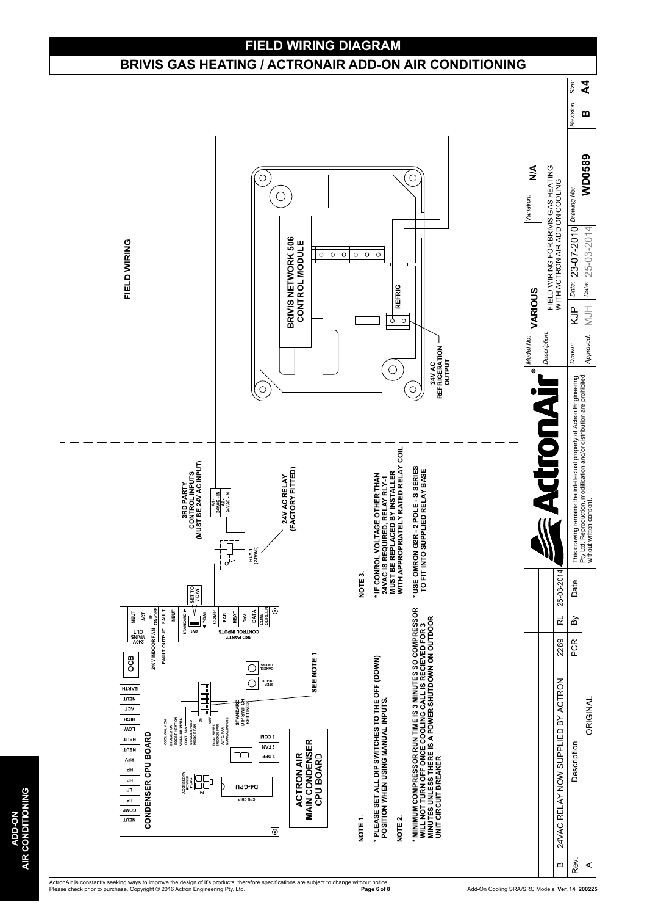# FIELD WIRING DIAGRAM

## BRIVIS GAS HEATING / ACTRONAIR ADD-ON AIR CONDITIONING

**FIELD WIRING**

**ACTRON AIR MAIN CONDENSER CPU BOARD**

**CONDENSER CPU BOARD**

NEUT | COMP | LP | LP | HP | HP | REV | NEUT | NEUT | LOW | HIGH | ACT | NEUT | EARTH

ACCESSORY POWER PLUG

D4-CPU

CPU CHIP

1 DEF | 2 FAN | 3 COM

COOL ONLY ON / 5T KEY ON / BOOST HEAT ON / WALL SW/HPRL / CONT. FAN / SINGLE SPEED INDOOR FAN / DUAL SPEED INDOOR FAN / AUTO FAN / MANUAL INPUTS

ON / OFF

STANDARD DIP SWITCH SETTINGS

STEP DE-ICE | CANCEL TIMERS

SEE NOTE 1

OCB

240V INDOOR FAN | 240V MAINS OUT | NEUT | ACT | IF ON/OFF

FAULT OUTPUT | FAULT | NEUT

SW1: STANDARD ▶ / ◀ 7-DAY

SET TO 7-DAY

3RD PARTY CONTROL INPUTS: COMP | FAN | HEAT | 15V | DATA | COM/SCREEN

RLY-1 (24VAC)

A1 - 24VAC - IN
A2 - 24VAC - N

3RD PARTY CONTROL INPUTS (MUST BE 24V AC INPUT)

24V AC RELAY (FACTORY FITTED)

**BRIVIS NETWORK 506 CONTROL MODULE**

REFRIG

24V AC REFRIGERATION OUTPUT

**NOTE 1.**

* PLEASE SET ALL DIP SWITCHES TO THE OFF (DOWN) POSITION WHEN USING MANUAL INPUTS.

**NOTE 2.**

* MINIMUM COMPRESSOR RUN TIME IS 3 MINUTES SO COMPRESSOR WILL NOT TURN OFF ONCE COOLING CALL IS RECIEVED FOR 3 MINUTES UNLESS THERE IS A POWER SHUTDOWN ON OUTDOOR UNIT CIRCUIT BREAKER

**NOTE 3.**

* IF CONROL VOLTAGE OTHER THAN 24VAC IS REQUIRED, RELAY RLY-1 MUST BE REPLACED BY INSTALLER WITH APPROPRIATELY RATED RELAY COIL

* USE OMRON G2R - 2 POLE - S SERIES TO FIT INTO SUPPLIED RELAY BASE

| Rev. | Description | PCR | By | Date |
|---|---|---|---|---|
| B | 24VAC RELAY NOW SUPPLIED BY ACTRON | 2269 | RL | 25-03-2014 |
| A | ORIGINAL | | | |

ActronAir®

| | | | |
|---|---|---|---|
| Model No: VARIOUS | | Variation: N/A | |
| Description: FIELD WIRING FOR BRIVIS GAS HEATING WITH ACTRON AIR ADD ON COOLING | | | |
| Drawn: KJP | Date: 23-07-2010 | Drawing No: WD0589 | Revision: B | Size: A4 |
| Approved: MJH | Date: 25-03-2014 | | |

This drawing remains the intellectual property of Actron Engineering Pty Ltd. Reproduction, modification and/or distribution are prohibited without written consent.

ADD-ON AIR CONDITIONING

ActronAir is constantly seeking ways to improve the design of it's products, therefore specifications are subject to change without notice.
Please check prior to purchase. Copyright © 2016 Actron Engineering Pty. Ltd.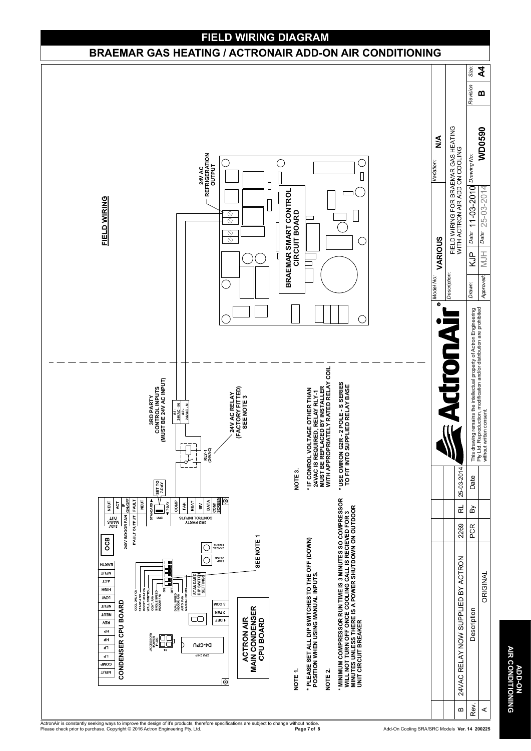# FIELD WIRING DIAGRAM

## BRAEMAR GAS HEATING / ACTRONAIR ADD-ON AIR CONDITIONING

**FIELD WIRING**

**CONDENSER CPU BOARD**

NEUT | COMP | LP | LP | HP | HP | REV | NEUT | NEUT | LOW | HIGH | ACT | NEUT | EARTH

OCB

240V MAINS OUT: 240V INDOOR FAN | IF ON/OFF | ACT | NEUT

FAULT OUTPUT: FAULT | NEUT

3RD PARTY CONTROL INPUTS: COMP | FAN | HEAT | 15V | DATA | COM/SCREEN

SW1: STANDARD / 7-DAY — SET TO 7-DAY

STANDARD DIP SWITCH SETTINGS: COOL ONLY ON, STAGE 2 ON, BOOST HEAT ON, WALL CONTROL, CONT. FAN, SINGLE SPEED INDOOR FAN, DUAL SPEED INDOOR FAN, AUTO FAN, MANUAL INPUTS (ON / OFF)

STEP DE-ICE | CANCEL TIMERS

1 DEF | 3 FAN | 3 COM

ACCESSORY POWER PLUG P2

D4-CPU (CPU CHIP)

**ACTRON AIR MAIN CONDENSER CPU BOARD**

SEE NOTE 1

3RD PARTY CONTROL INPUTS (MUST BE 24V AC INPUT)
A1 - 24VAC - IN
A2 - 24VAC - N

RLY-1 (24VAC)

24V AC RELAY (FACTORY FITTED) SEE NOTE 3

24V AC REFRIGERATION OUTPUT

**BRAEMAR SMART CONTROL CIRCUIT BOARD**

**NOTE 1.**

* PLEASE SET ALL DIP SWITCHES TO THE OFF (DOWN) POSITION WHEN USING MANUAL INPUTS.

**NOTE 2.**

* MINIMUM COMPRESSOR RUN TIME IS 3 MINUTES SO COMPRESSOR WILL NOT TURN OFF ONCE COOLING CALL IS RECIEVED FOR 3 MINUTES UNLESS THERE IS A POWER SHUTDOWN ON OUTDOOR UNIT CIRCUIT BREAKER

**NOTE 3.**

* IF CONROL VOLTAGE OTHER THAN 24VAC IS REQUIRED, RELAY RLY-1 MUST BE REPLACED BY INSTALLER WITH APPROPRIATELY RATED RELAY COIL

* USE OMRON G2R - 2 POLE - S SERIES TO FIT INTO SUPPLIED RELAY BASE

| Rev. | Description | PCR | By | Date |
|---|---|---|---|---|
| B | 24VAC RELAY NOW SUPPLIED BY ACTRON | 2269 | RL | 25-03-2014 |
| A | ORIGINAL | | | |

ActronAir®

This drawing remains the intellectual property of Actron Engineering Pty Ltd. Reproduction, modification and/or distribution are prohibited without written consent.

| Model No: | VARIOUS | Variation: | N/A | | |
|---|---|---|---|---|---|
| Description: | FIELD WIRING FOR BRAEMAR GAS HEATING WITH ACTRON AIR ADD ON COOLING | | | | |
| Drawn: | KJP | Date: 11-03-2010 | Drawing No: WD0590 | Revision: B | Size: A4 |
| Approved: | MJH | Date: 25-03-2014 | | | |

ActronAir is constantly seeking ways to improve the design of it's products, therefore specifications are subject to change without notice.
Please check prior to purchase. Copyright © 2016 Actron Engineering Pty. Ltd.

Add-On Cooling SRA/SRC Models **Ver. 14 200225**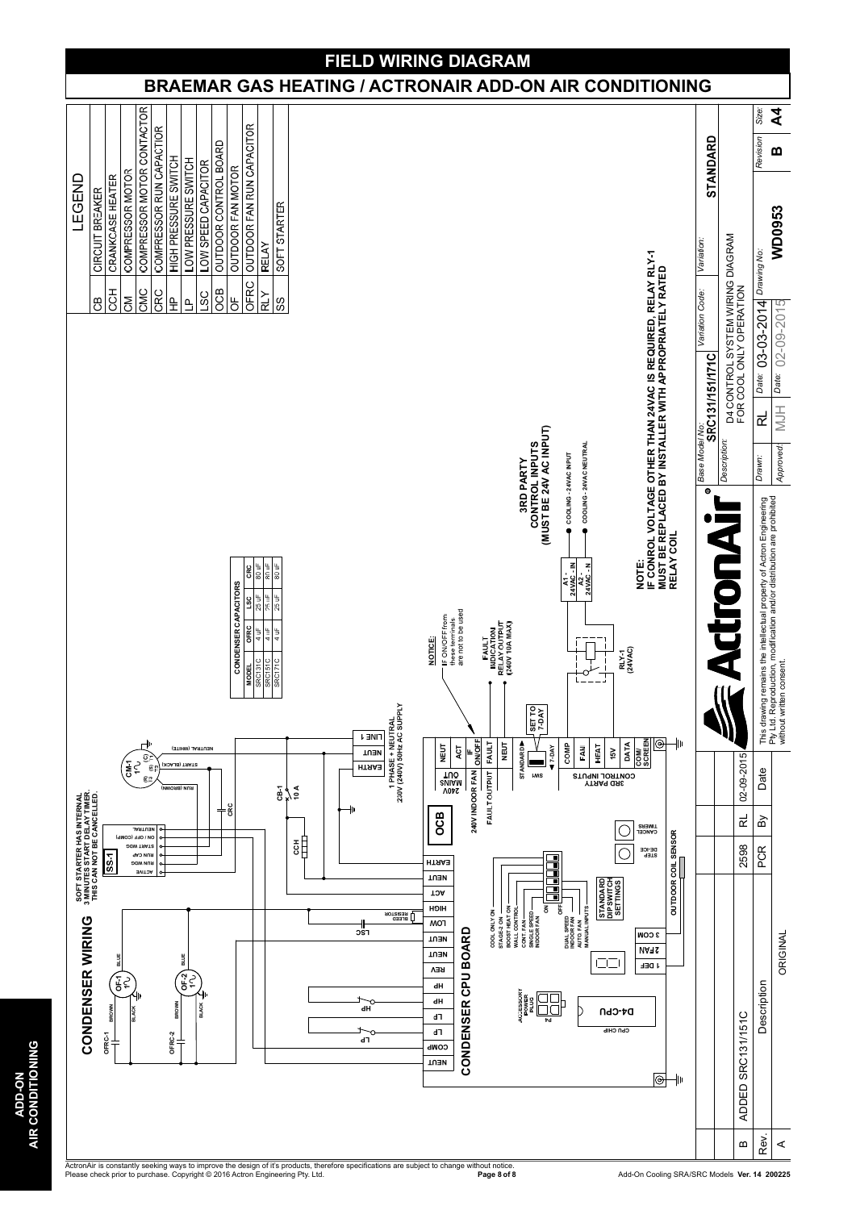# FIELD WIRING DIAGRAM

## BRAEMAR GAS HEATING / ACTRONAIR ADD-ON AIR CONDITIONING

### LEGEND

| | |
|---|---|
| CB | CIRCUIT BREAKER |
| CCH | CRANKCASE HEATER |
| CM | COMPRESSOR MOTOR |
| CMC | COMPRESSOR MOTOR CONTACTOR |
| CRC | COMPRESSOR RUN CAPACTIOR |
| HP | HIGH PRESSURE SWITCH |
| LP | LOW PRESSURE SWITCH |
| LSC | LOW SPEED CAPACITOR |
| OCB | OUTDOOR CONTROL BOARD |
| OF | OUTDOOR FAN MOTOR |
| OFRC | OUTDOOR FAN RUN CAPACITOR |
| RLY | RELAY |
| SS | SOFT STARTER |

### CONDENSER CAPACITORS

| MODEL | OFRC | LSC | CRC |
|---|---|---|---|
| SRC131C | 4 uF | 25 uF | 80 uF |
| SRC151C | 4 uF | 25 uF | 80 uF |
| SRC171C | 4 uF | 25 uF | 80 uF |

### CONDENSER WIRING

SOFT STARTER HAS INTERNAL 3 MINUTES START DELAY TIMER. THIS CAN NOT BE CANCELLED.

SS-1: ACTIVE, RUN WDG, RUN CAP, START WDG, ON / OFF (COMP), NEUTRAL

CM-1: RUN (BROWN), START (BLACK), NEUTRAL (WHITE)

OFRC-1, OF-1: BROWN, BLACK, BLUE

OFRC-2, OF-2: BROWN, BLACK, BLUE

CRC, CCH, LSC, BLEED RESISTOR, HP, LP

CB-1 10 A

LINE 1, NEUT, EARTH — 1 PHASE + NEUTRAL 230V (240V) 50Hz AC SUPPLY

### CONDENSER CPU BOARD

Terminals: NEUT, COMP, LP, LP, HP, HP, REV, NEUT, NEUT, LOW, HIGH, ACT, NEUT, EARTH

ACCESSORY POWER PLUG P4

D4-CPU, CPU CHIP

1 DEF, 2 FAN, 3 COM

STANDARD DIP SWITCH SETTINGS: COOL ONLY ON, STAGE-2 ON, BOOST HEAT ON, WALL CONTROL, CONT. FAN, SINGLE SPEED INDOOR FAN, DUAL SPEED INDOOR FAN, AUTO FAN, MANUAL INPUTS (ON / OFF)

STEP DE-ICE, CANCEL TIMERS

OUTDOOR COIL SENSOR

OCB

240V MAINS OUT: NEUT, ACT, IF ON/OFF

240V INDOOR FAN

FAULT OUTPUT: FAULT, NEUT

SW1: STANDARD, 7-DAY — SET TO 7-DAY

3RD PARTY CONTROL INPUTS: COMP, FAN, HEAT, 15V, DATA, COM/SCREEN

**NOTICE:** IF ON/OFF from these terminals are not to be used

FAULT INDICATION RELAY OUTPUT (240V 10A MAX)

RLY-1 (24VAC)

A1 - 24VAC - IN — COOLING - 24VAC INPUT

A2 - 24VAC - N — COOLING - 24VAC NEUTRAL

3RD PARTY CONTROL INPUTS (MUST BE 24V AC INPUT)

**NOTE:** IF CONROL VOLTAGE OTHER THAN 24VAC IS REQUIRED, RELAY RLY-1 MUST BE REPLACED BY INSTALLER WITH APPROPRIATELY RATED RELAY COIL

ActronAir®

| | | | | |
|---|---|---|---|---|
| Base Model No: SRC131/151/171C | | Variation Code: | Variation: STANDARD | |
| Description: D4 CONTROL SYSTEM WIRING DIAGRAM FOR COOL ONLY OPERATION | | | | |
| Drawn: RL | Date: 03-03-2014 | Drawing No: WD0953 | Revision: B | Size: A4 |
| Approved: MJH | Date: 02-09-2015 | | | |

This drawing remains the intellectual property of Actron Engineering Pty Ltd. Reproduction, modification and/or distribution are prohibited without written consent.

| Rev. | Description | PCR | By | Date |
|---|---|---|---|---|
| B | ADDED SRC131/151C | 2598 | RL | 02-09-2015 |
| A | ORIGINAL | | | |

ActronAir is constantly seeking ways to improve the design of it's products, therefore specifications are subject to change without notice. Please check prior to purchase. Copyright © 2016 Actron Engineering Pty. Ltd.